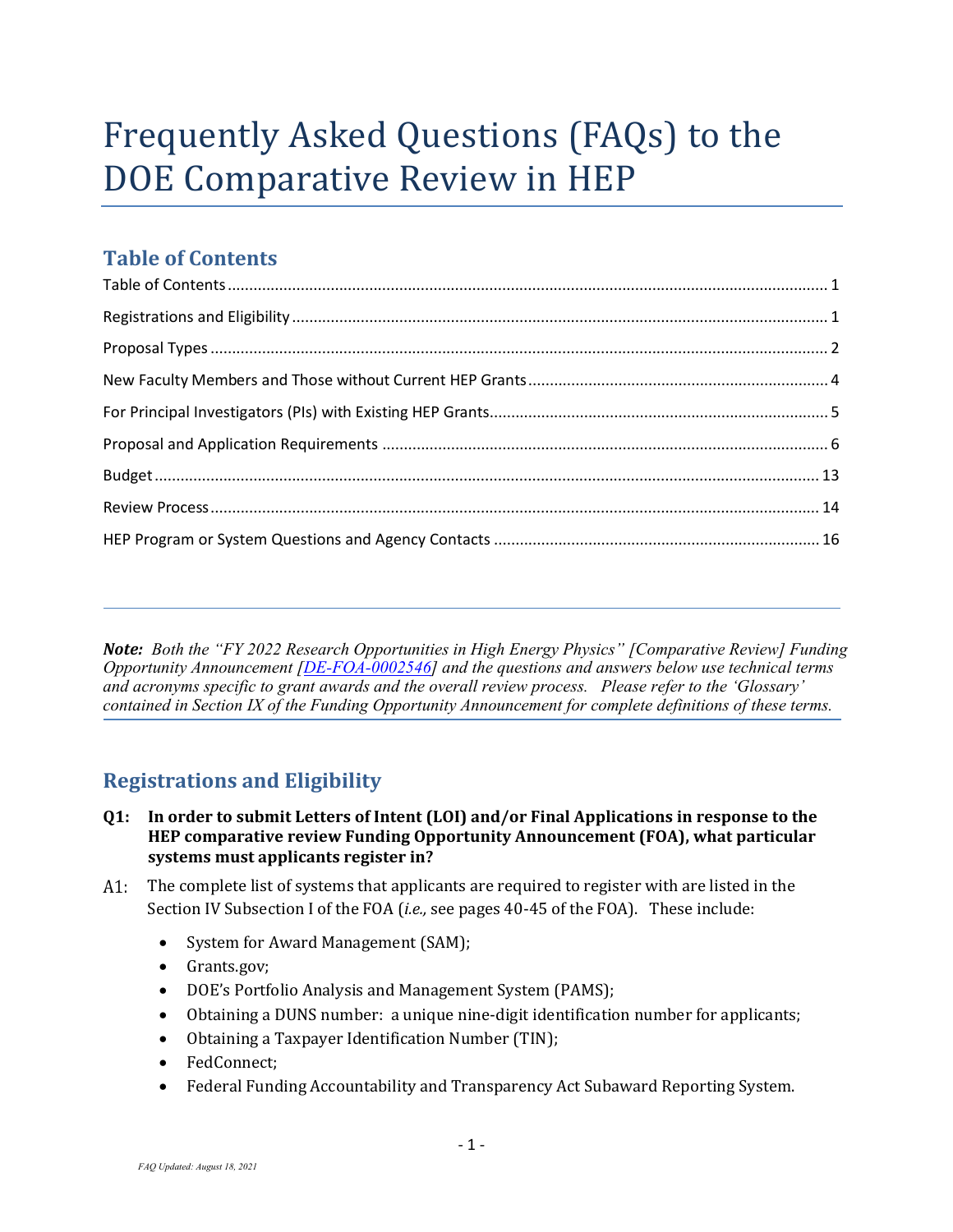# Frequently Asked Questions (FAQs) to the DOE Comparative Review in HEP

## Table of Contents

Table of Contents ........ 1
Registrations and Eligibility ........ 1
Proposal Types ........ 2
New Faculty Members and Those without Current HEP Grants ........ 4
For Principal Investigators (PIs) with Existing HEP Grants ........ 5
Proposal and Application Requirements ........ 6
Budget ........ 13
Review Process ........ 14
HEP Program or System Questions and Agency Contacts ........ 16

---

***Note:*** *Both the "FY 2022 Research Opportunities in High Energy Physics" [Comparative Review] Funding Opportunity Announcement [DE-FOA-0002546] and the questions and answers below use technical terms and acronyms specific to grant awards and the overall review process. Please refer to the 'Glossary' contained in Section IX of the Funding Opportunity Announcement for complete definitions of these terms.*

## Registrations and Eligibility

**Q1: In order to submit Letters of Intent (LOI) and/or Final Applications in response to the HEP comparative review Funding Opportunity Announcement (FOA), what particular systems must applicants register in?**

A1: The complete list of systems that applicants are required to register with are listed in the Section IV Subsection I of the FOA (*i.e.,* see pages 40-45 of the FOA). These include:

- System for Award Management (SAM);
- Grants.gov;
- DOE's Portfolio Analysis and Management System (PAMS);
- Obtaining a DUNS number: a unique nine-digit identification number for applicants;
- Obtaining a Taxpayer Identification Number (TIN);
- FedConnect;
- Federal Funding Accountability and Transparency Act Subaward Reporting System.

*FAQ Updated: August 18, 2021*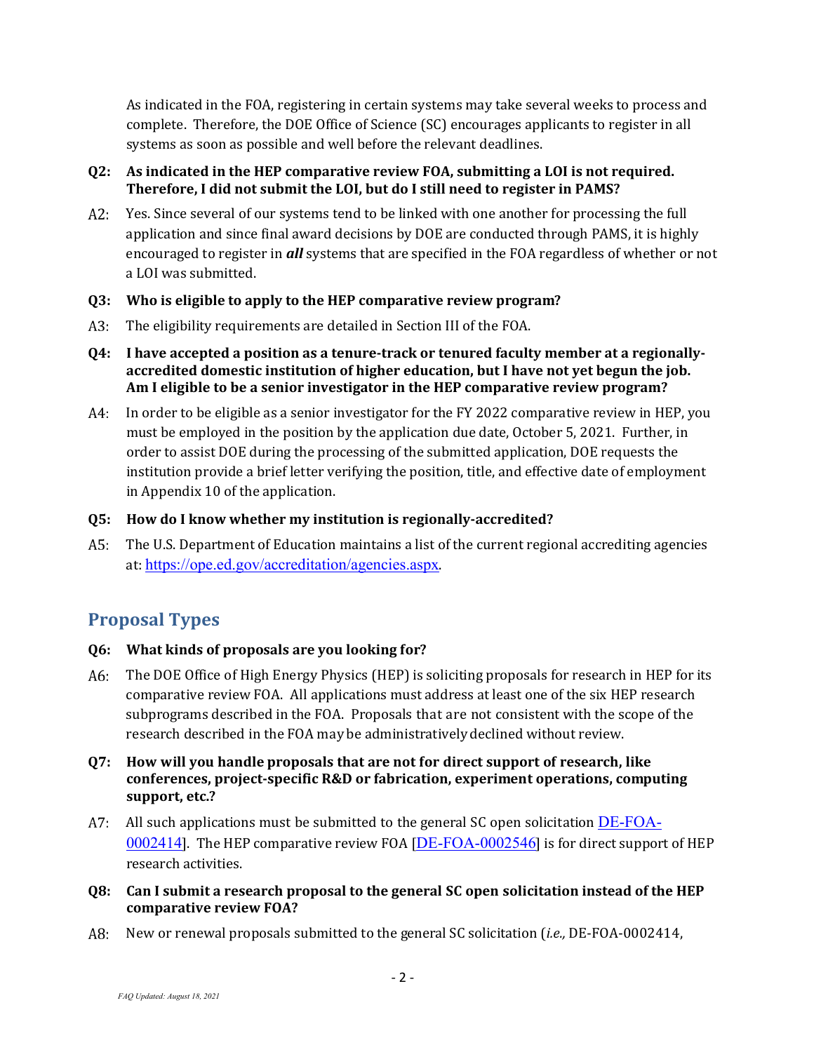As indicated in the FOA, registering in certain systems may take several weeks to process and complete. Therefore, the DOE Office of Science (SC) encourages applicants to register in all systems as soon as possible and well before the relevant deadlines.

**Q2: As indicated in the HEP comparative review FOA, submitting a LOI is not required. Therefore, I did not submit the LOI, but do I still need to register in PAMS?**

A2: Yes. Since several of our systems tend to be linked with one another for processing the full application and since final award decisions by DOE are conducted through PAMS, it is highly encouraged to register in ***all*** systems that are specified in the FOA regardless of whether or not a LOI was submitted.

**Q3: Who is eligible to apply to the HEP comparative review program?**

A3: The eligibility requirements are detailed in Section III of the FOA.

**Q4: I have accepted a position as a tenure-track or tenured faculty member at a regionally-accredited domestic institution of higher education, but I have not yet begun the job. Am I eligible to be a senior investigator in the HEP comparative review program?**

A4: In order to be eligible as a senior investigator for the FY 2022 comparative review in HEP, you must be employed in the position by the application due date, October 5, 2021. Further, in order to assist DOE during the processing of the submitted application, DOE requests the institution provide a brief letter verifying the position, title, and effective date of employment in Appendix 10 of the application.

**Q5: How do I know whether my institution is regionally-accredited?**

A5: The U.S. Department of Education maintains a list of the current regional accrediting agencies at: https://ope.ed.gov/accreditation/agencies.aspx.

## Proposal Types

**Q6: What kinds of proposals are you looking for?**

A6: The DOE Office of High Energy Physics (HEP) is soliciting proposals for research in HEP for its comparative review FOA. All applications must address at least one of the six HEP research subprograms described in the FOA. Proposals that are not consistent with the scope of the research described in the FOA may be administratively declined without review.

**Q7: How will you handle proposals that are not for direct support of research, like conferences, project-specific R&D or fabrication, experiment operations, computing support, etc.?**

A7: All such applications must be submitted to the general SC open solicitation [DE-FOA-0002414]. The HEP comparative review FOA [DE-FOA-0002546] is for direct support of HEP research activities.

**Q8: Can I submit a research proposal to the general SC open solicitation instead of the HEP comparative review FOA?**

A8: New or renewal proposals submitted to the general SC solicitation (*i.e.,* DE-FOA-0002414,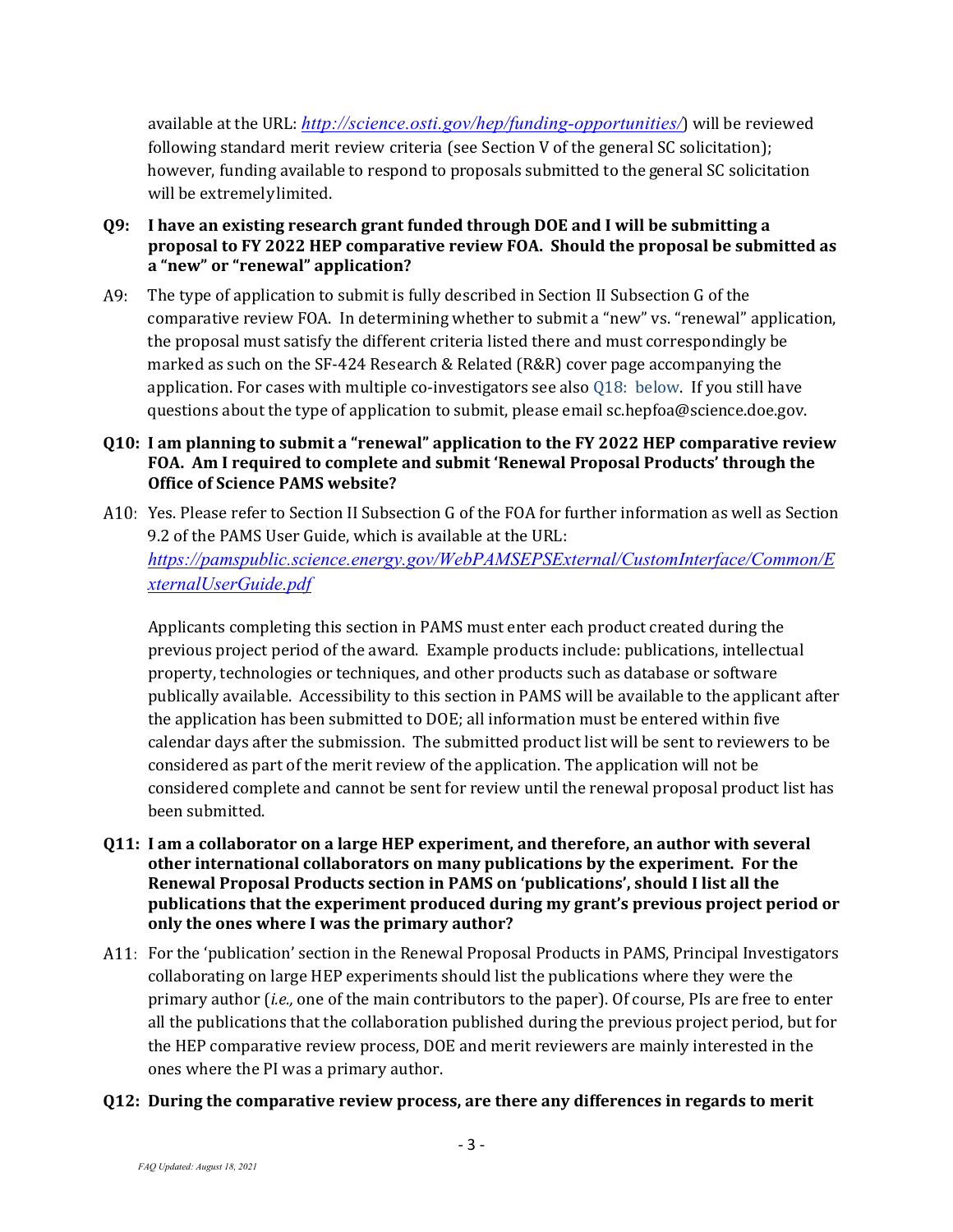available at the URL: *[http://science.osti.gov/hep/funding-opportunities/](http://science.osti.gov/hep/funding-opportunities/)*) will be reviewed following standard merit review criteria (see Section V of the general SC solicitation); however, funding available to respond to proposals submitted to the general SC solicitation will be extremely limited.

**Q9: I have an existing research grant funded through DOE and I will be submitting a proposal to FY 2022 HEP comparative review FOA. Should the proposal be submitted as a "new" or "renewal" application?**

A9: The type of application to submit is fully described in Section II Subsection G of the comparative review FOA. In determining whether to submit a "new" vs. "renewal" application, the proposal must satisfy the different criteria listed there and must correspondingly be marked as such on the SF-424 Research & Related (R&R) cover page accompanying the application. For cases with multiple co-investigators see also Q18: below. If you still have questions about the type of application to submit, please email sc.hepfoa@science.doe.gov.

**Q10: I am planning to submit a "renewal" application to the FY 2022 HEP comparative review FOA. Am I required to complete and submit 'Renewal Proposal Products' through the Office of Science PAMS website?**

A10: Yes. Please refer to Section II Subsection G of the FOA for further information as well as Section 9.2 of the PAMS User Guide, which is available at the URL: *[https://pamspublic.science.energy.gov/WebPAMSEPSExternal/CustomInterface/Common/ExternalUserGuide.pdf](https://pamspublic.science.energy.gov/WebPAMSEPSExternal/CustomInterface/Common/ExternalUserGuide.pdf)*

Applicants completing this section in PAMS must enter each product created during the previous project period of the award. Example products include: publications, intellectual property, technologies or techniques, and other products such as database or software publically available. Accessibility to this section in PAMS will be available to the applicant after the application has been submitted to DOE; all information must be entered within five calendar days after the submission. The submitted product list will be sent to reviewers to be considered as part of the merit review of the application. The application will not be considered complete and cannot be sent for review until the renewal proposal product list has been submitted.

**Q11: I am a collaborator on a large HEP experiment, and therefore, an author with several other international collaborators on many publications by the experiment. For the Renewal Proposal Products section in PAMS on 'publications', should I list all the publications that the experiment produced during my grant's previous project period or only the ones where I was the primary author?**

A11: For the 'publication' section in the Renewal Proposal Products in PAMS, Principal Investigators collaborating on large HEP experiments should list the publications where they were the primary author (*i.e.,* one of the main contributors to the paper). Of course, PIs are free to enter all the publications that the collaboration published during the previous project period, but for the HEP comparative review process, DOE and merit reviewers are mainly interested in the ones where the PI was a primary author.

**Q12: During the comparative review process, are there any differences in regards to merit**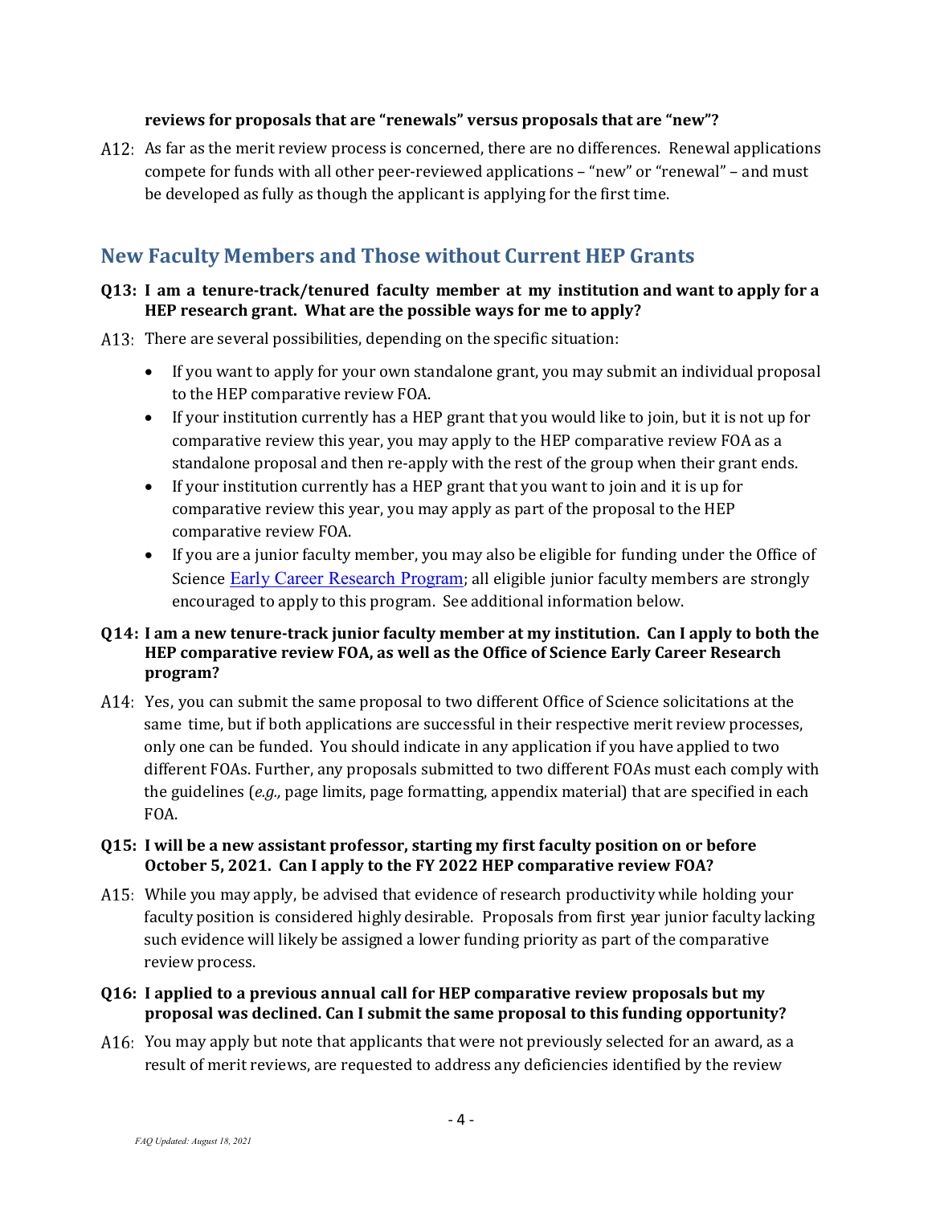**reviews for proposals that are "renewals" versus proposals that are "new"?**

A12: As far as the merit review process is concerned, there are no differences. Renewal applications compete for funds with all other peer-reviewed applications – "new" or "renewal" – and must be developed as fully as though the applicant is applying for the first time.

## New Faculty Members and Those without Current HEP Grants

**Q13: I am a tenure-track/tenured faculty member at my institution and want to apply for a HEP research grant. What are the possible ways for me to apply?**

A13: There are several possibilities, depending on the specific situation:

- If you want to apply for your own standalone grant, you may submit an individual proposal to the HEP comparative review FOA.
- If your institution currently has a HEP grant that you would like to join, but it is not up for comparative review this year, you may apply to the HEP comparative review FOA as a standalone proposal and then re-apply with the rest of the group when their grant ends.
- If your institution currently has a HEP grant that you want to join and it is up for comparative review this year, you may apply as part of the proposal to the HEP comparative review FOA.
- If you are a junior faculty member, you may also be eligible for funding under the Office of Science Early Career Research Program; all eligible junior faculty members are strongly encouraged to apply to this program. See additional information below.

**Q14: I am a new tenure-track junior faculty member at my institution. Can I apply to both the HEP comparative review FOA, as well as the Office of Science Early Career Research program?**

A14: Yes, you can submit the same proposal to two different Office of Science solicitations at the same time, but if both applications are successful in their respective merit review processes, only one can be funded. You should indicate in any application if you have applied to two different FOAs. Further, any proposals submitted to two different FOAs must each comply with the guidelines (*e.g.,* page limits, page formatting, appendix material) that are specified in each FOA.

**Q15: I will be a new assistant professor, starting my first faculty position on or before October 5, 2021. Can I apply to the FY 2022 HEP comparative review FOA?**

A15: While you may apply, be advised that evidence of research productivity while holding your faculty position is considered highly desirable. Proposals from first year junior faculty lacking such evidence will likely be assigned a lower funding priority as part of the comparative review process.

**Q16: I applied to a previous annual call for HEP comparative review proposals but my proposal was declined. Can I submit the same proposal to this funding opportunity?**

A16: You may apply but note that applicants that were not previously selected for an award, as a result of merit reviews, are requested to address any deficiencies identified by the review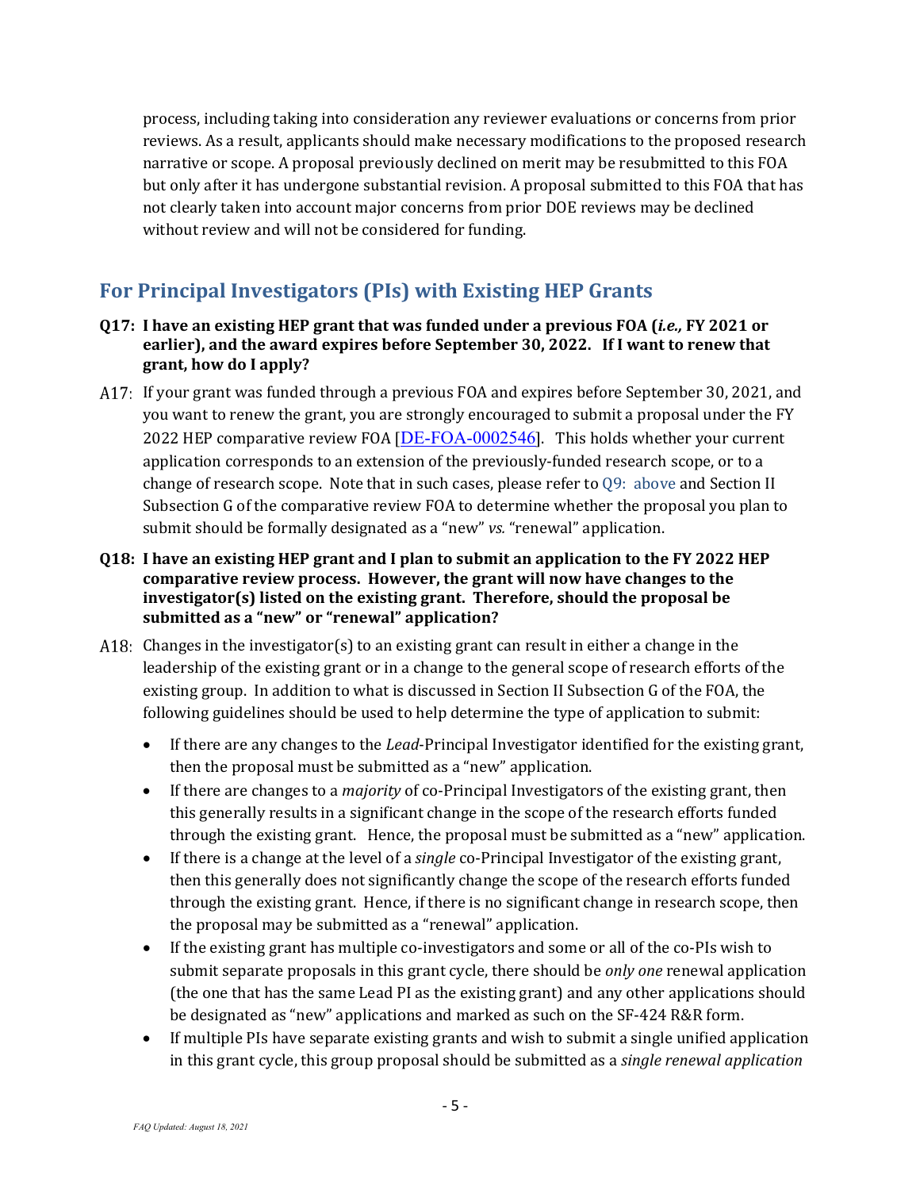process, including taking into consideration any reviewer evaluations or concerns from prior reviews. As a result, applicants should make necessary modifications to the proposed research narrative or scope. A proposal previously declined on merit may be resubmitted to this FOA but only after it has undergone substantial revision. A proposal submitted to this FOA that has not clearly taken into account major concerns from prior DOE reviews may be declined without review and will not be considered for funding.

## For Principal Investigators (PIs) with Existing HEP Grants

**Q17: I have an existing HEP grant that was funded under a previous FOA (*i.e.,* FY 2021 or earlier), and the award expires before September 30, 2022. If I want to renew that grant, how do I apply?**

A17: If your grant was funded through a previous FOA and expires before September 30, 2021, and you want to renew the grant, you are strongly encouraged to submit a proposal under the FY 2022 HEP comparative review FOA [DE-FOA-0002546]. This holds whether your current application corresponds to an extension of the previously-funded research scope, or to a change of research scope. Note that in such cases, please refer to Q9: above and Section II Subsection G of the comparative review FOA to determine whether the proposal you plan to submit should be formally designated as a "new" *vs.* "renewal" application.

**Q18: I have an existing HEP grant and I plan to submit an application to the FY 2022 HEP comparative review process. However, the grant will now have changes to the investigator(s) listed on the existing grant. Therefore, should the proposal be submitted as a "new" or "renewal" application?**

A18: Changes in the investigator(s) to an existing grant can result in either a change in the leadership of the existing grant or in a change to the general scope of research efforts of the existing group. In addition to what is discussed in Section II Subsection G of the FOA, the following guidelines should be used to help determine the type of application to submit:

- If there are any changes to the *Lead*-Principal Investigator identified for the existing grant, then the proposal must be submitted as a "new" application.
- If there are changes to a *majority* of co-Principal Investigators of the existing grant, then this generally results in a significant change in the scope of the research efforts funded through the existing grant. Hence, the proposal must be submitted as a "new" application.
- If there is a change at the level of a *single* co-Principal Investigator of the existing grant, then this generally does not significantly change the scope of the research efforts funded through the existing grant. Hence, if there is no significant change in research scope, then the proposal may be submitted as a "renewal" application.
- If the existing grant has multiple co-investigators and some or all of the co-PIs wish to submit separate proposals in this grant cycle, there should be *only one* renewal application (the one that has the same Lead PI as the existing grant) and any other applications should be designated as "new" applications and marked as such on the SF-424 R&R form.
- If multiple PIs have separate existing grants and wish to submit a single unified application in this grant cycle, this group proposal should be submitted as a *single renewal application*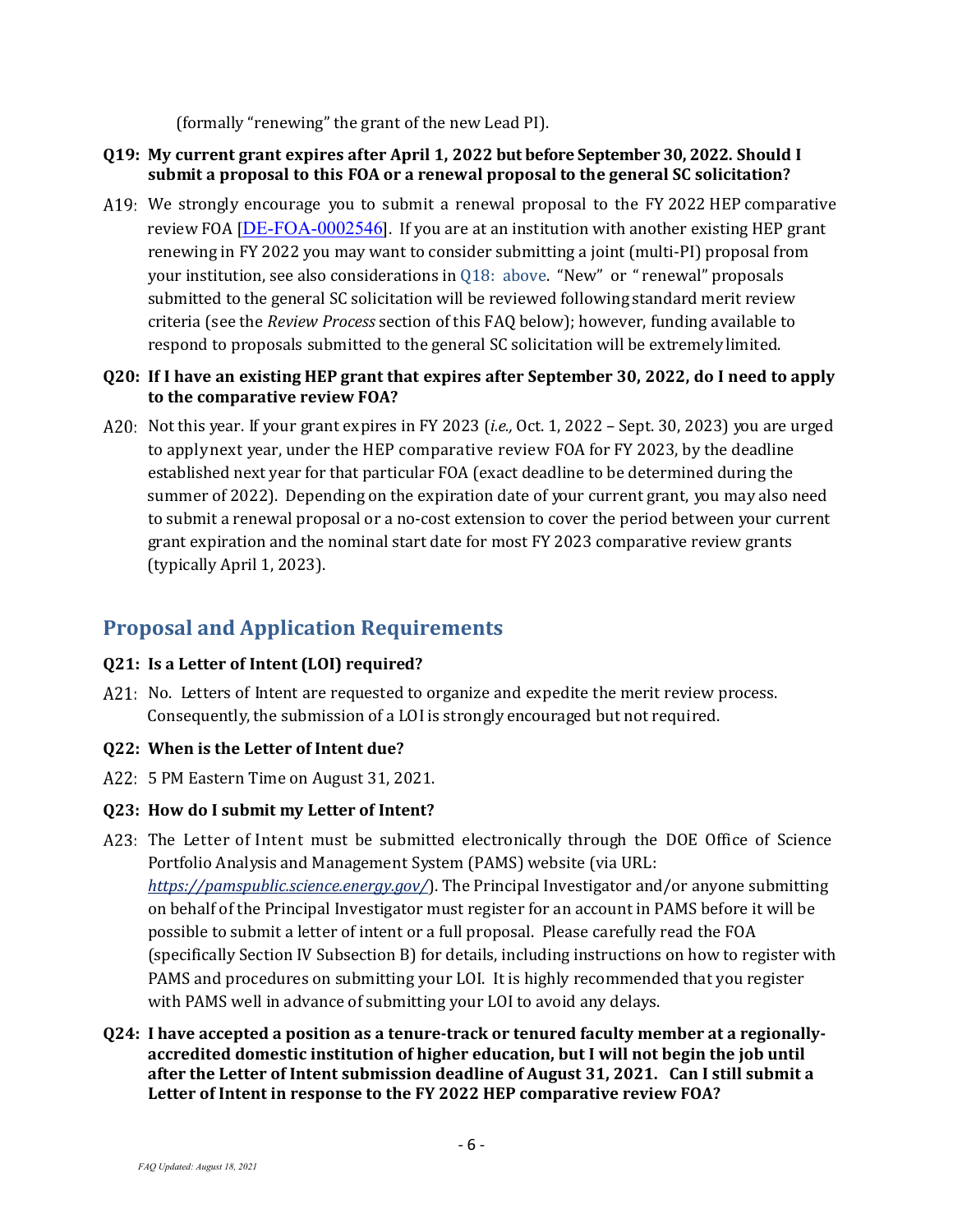(formally "renewing" the grant of the new Lead PI).

**Q19: My current grant expires after April 1, 2022 but before September 30, 2022. Should I submit a proposal to this FOA or a renewal proposal to the general SC solicitation?**

A19: We strongly encourage you to submit a renewal proposal to the FY 2022 HEP comparative review FOA [DE-FOA-0002546]. If you are at an institution with another existing HEP grant renewing in FY 2022 you may want to consider submitting a joint (multi-PI) proposal from your institution, see also considerations in Q18: above. "New" or "renewal" proposals submitted to the general SC solicitation will be reviewed following standard merit review criteria (see the *Review Process* section of this FAQ below); however, funding available to respond to proposals submitted to the general SC solicitation will be extremely limited.

**Q20: If I have an existing HEP grant that expires after September 30, 2022, do I need to apply to the comparative review FOA?**

A20: Not this year. If your grant expires in FY 2023 (*i.e.,* Oct. 1, 2022 – Sept. 30, 2023) you are urged to apply next year, under the HEP comparative review FOA for FY 2023, by the deadline established next year for that particular FOA (exact deadline to be determined during the summer of 2022). Depending on the expiration date of your current grant, you may also need to submit a renewal proposal or a no-cost extension to cover the period between your current grant expiration and the nominal start date for most FY 2023 comparative review grants (typically April 1, 2023).

## Proposal and Application Requirements

**Q21: Is a Letter of Intent (LOI) required?**

A21: No. Letters of Intent are requested to organize and expedite the merit review process. Consequently, the submission of a LOI is strongly encouraged but not required.

**Q22: When is the Letter of Intent due?**

A22: 5 PM Eastern Time on August 31, 2021.

**Q23: How do I submit my Letter of Intent?**

A23: The Letter of Intent must be submitted electronically through the DOE Office of Science Portfolio Analysis and Management System (PAMS) website (via URL: *https://pamspublic.science.energy.gov/*). The Principal Investigator and/or anyone submitting on behalf of the Principal Investigator must register for an account in PAMS before it will be possible to submit a letter of intent or a full proposal. Please carefully read the FOA (specifically Section IV Subsection B) for details, including instructions on how to register with PAMS and procedures on submitting your LOI. It is highly recommended that you register with PAMS well in advance of submitting your LOI to avoid any delays.

**Q24: I have accepted a position as a tenure-track or tenured faculty member at a regionally-accredited domestic institution of higher education, but I will not begin the job until after the Letter of Intent submission deadline of August 31, 2021. Can I still submit a Letter of Intent in response to the FY 2022 HEP comparative review FOA?**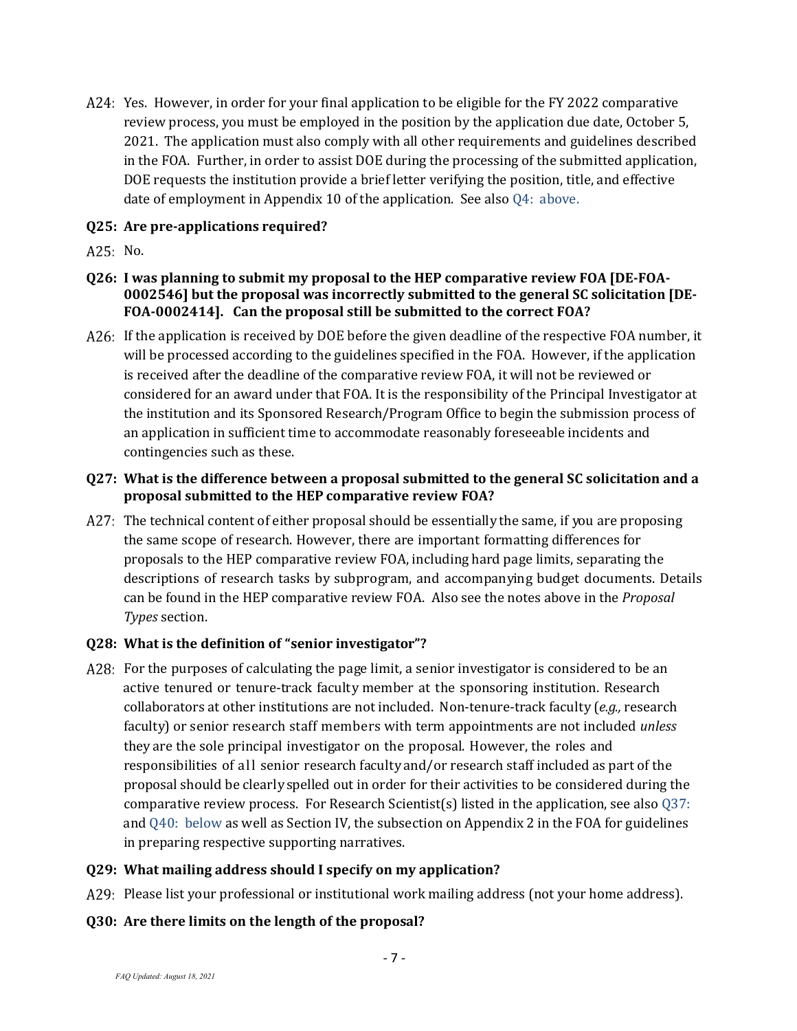A24: Yes. However, in order for your final application to be eligible for the FY 2022 comparative review process, you must be employed in the position by the application due date, October 5, 2021. The application must also comply with all other requirements and guidelines described in the FOA. Further, in order to assist DOE during the processing of the submitted application, DOE requests the institution provide a brief letter verifying the position, title, and effective date of employment in Appendix 10 of the application. See also Q4: above.

**Q25: Are pre-applications required?**

A25: No.

**Q26: I was planning to submit my proposal to the HEP comparative review FOA [DE-FOA-0002546] but the proposal was incorrectly submitted to the general SC solicitation [DE-FOA-0002414]. Can the proposal still be submitted to the correct FOA?**

A26: If the application is received by DOE before the given deadline of the respective FOA number, it will be processed according to the guidelines specified in the FOA. However, if the application is received after the deadline of the comparative review FOA, it will not be reviewed or considered for an award under that FOA. It is the responsibility of the Principal Investigator at the institution and its Sponsored Research/Program Office to begin the submission process of an application in sufficient time to accommodate reasonably foreseeable incidents and contingencies such as these.

**Q27: What is the difference between a proposal submitted to the general SC solicitation and a proposal submitted to the HEP comparative review FOA?**

A27: The technical content of either proposal should be essentially the same, if you are proposing the same scope of research. However, there are important formatting differences for proposals to the HEP comparative review FOA, including hard page limits, separating the descriptions of research tasks by subprogram, and accompanying budget documents. Details can be found in the HEP comparative review FOA. Also see the notes above in the *Proposal Types* section.

**Q28: What is the definition of "senior investigator"?**

A28: For the purposes of calculating the page limit, a senior investigator is considered to be an active tenured or tenure-track faculty member at the sponsoring institution. Research collaborators at other institutions are not included. Non-tenure-track faculty (*e.g.,* research faculty) or senior research staff members with term appointments are not included *unless* they are the sole principal investigator on the proposal. However, the roles and responsibilities of all senior research faculty and/or research staff included as part of the proposal should be clearly spelled out in order for their activities to be considered during the comparative review process. For Research Scientist(s) listed in the application, see also Q37: and Q40: below as well as Section IV, the subsection on Appendix 2 in the FOA for guidelines in preparing respective supporting narratives.

**Q29: What mailing address should I specify on my application?**

A29: Please list your professional or institutional work mailing address (not your home address).

**Q30: Are there limits on the length of the proposal?**

*FAQ Updated: August 18, 2021*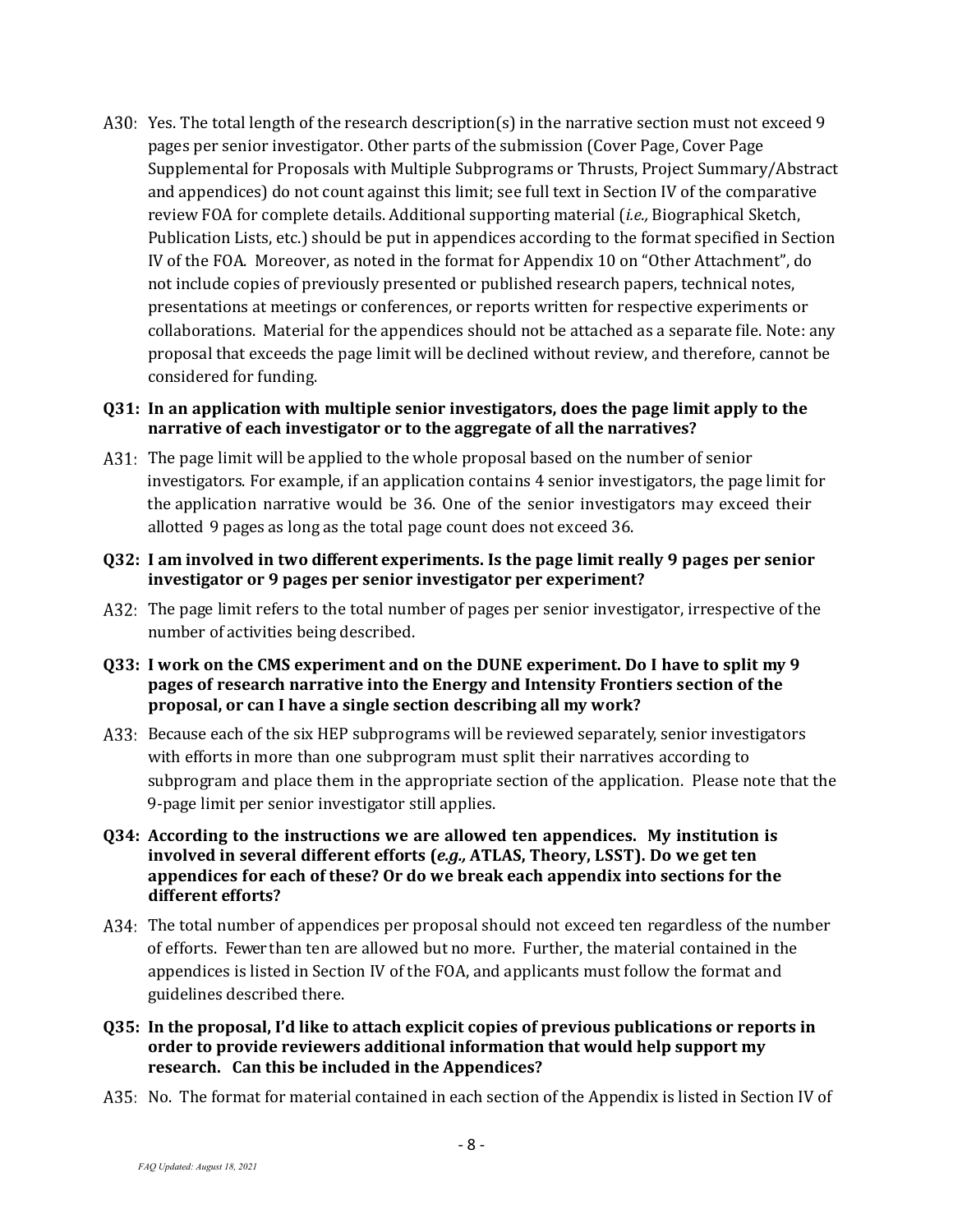A30: Yes. The total length of the research description(s) in the narrative section must not exceed 9 pages per senior investigator. Other parts of the submission (Cover Page, Cover Page Supplemental for Proposals with Multiple Subprograms or Thrusts, Project Summary/Abstract and appendices) do not count against this limit; see full text in Section IV of the comparative review FOA for complete details. Additional supporting material (*i.e.,* Biographical Sketch, Publication Lists, etc.) should be put in appendices according to the format specified in Section IV of the FOA. Moreover, as noted in the format for Appendix 10 on "Other Attachment", do not include copies of previously presented or published research papers, technical notes, presentations at meetings or conferences, or reports written for respective experiments or collaborations. Material for the appendices should not be attached as a separate file. Note: any proposal that exceeds the page limit will be declined without review, and therefore, cannot be considered for funding.

**Q31: In an application with multiple senior investigators, does the page limit apply to the narrative of each investigator or to the aggregate of all the narratives?**

A31: The page limit will be applied to the whole proposal based on the number of senior investigators. For example, if an application contains 4 senior investigators, the page limit for the application narrative would be 36. One of the senior investigators may exceed their allotted 9 pages as long as the total page count does not exceed 36.

**Q32: I am involved in two different experiments. Is the page limit really 9 pages per senior investigator or 9 pages per senior investigator per experiment?**

A32: The page limit refers to the total number of pages per senior investigator, irrespective of the number of activities being described.

**Q33: I work on the CMS experiment and on the DUNE experiment. Do I have to split my 9 pages of research narrative into the Energy and Intensity Frontiers section of the proposal, or can I have a single section describing all my work?**

A33: Because each of the six HEP subprograms will be reviewed separately, senior investigators with efforts in more than one subprogram must split their narratives according to subprogram and place them in the appropriate section of the application. Please note that the 9-page limit per senior investigator still applies.

**Q34: According to the instructions we are allowed ten appendices. My institution is involved in several different efforts (*e.g.,* ATLAS, Theory, LSST). Do we get ten appendices for each of these? Or do we break each appendix into sections for the different efforts?**

A34: The total number of appendices per proposal should not exceed ten regardless of the number of efforts. Fewer than ten are allowed but no more. Further, the material contained in the appendices is listed in Section IV of the FOA, and applicants must follow the format and guidelines described there.

**Q35: In the proposal, I'd like to attach explicit copies of previous publications or reports in order to provide reviewers additional information that would help support my research. Can this be included in the Appendices?**

A35: No. The format for material contained in each section of the Appendix is listed in Section IV of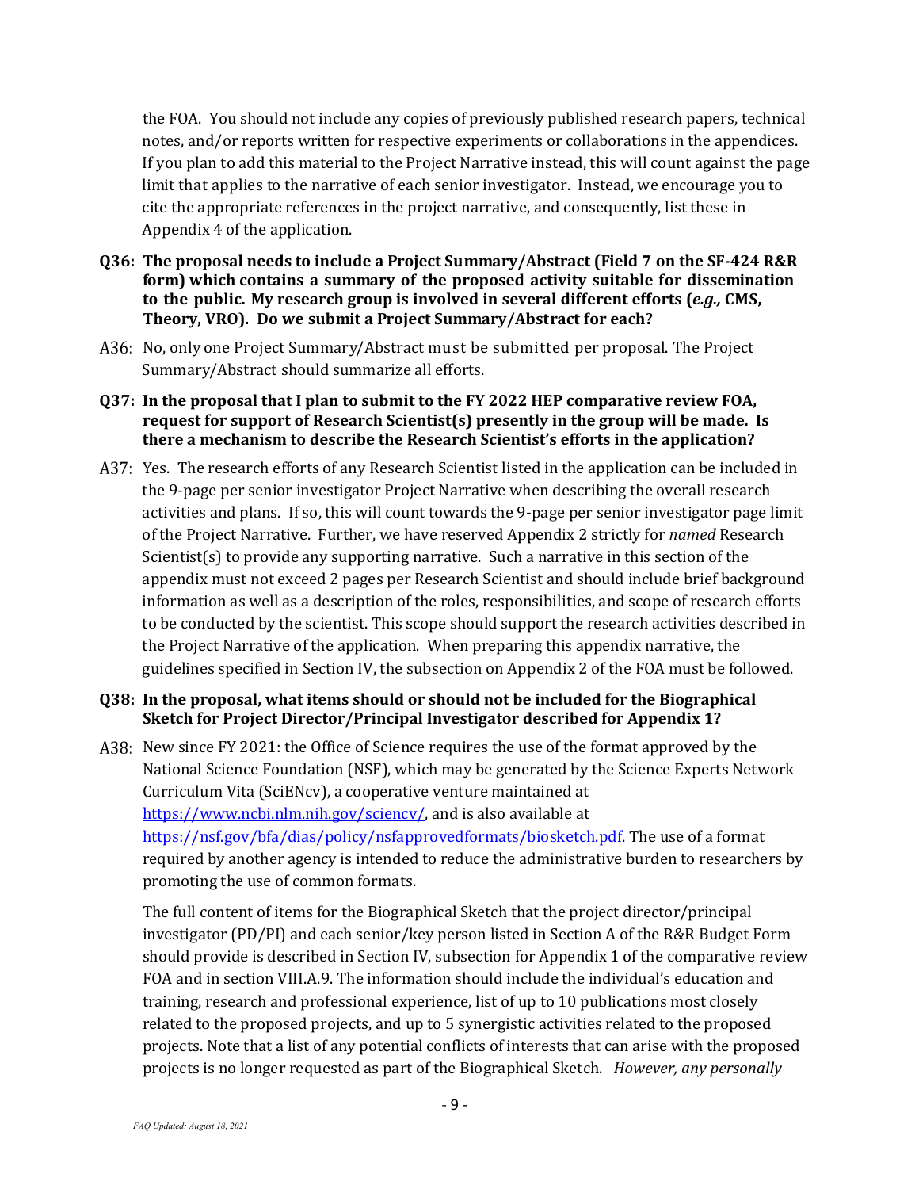the FOA. You should not include any copies of previously published research papers, technical notes, and/or reports written for respective experiments or collaborations in the appendices. If you plan to add this material to the Project Narrative instead, this will count against the page limit that applies to the narrative of each senior investigator. Instead, we encourage you to cite the appropriate references in the project narrative, and consequently, list these in Appendix 4 of the application.

**Q36: The proposal needs to include a Project Summary/Abstract (Field 7 on the SF-424 R&R form) which contains a summary of the proposed activity suitable for dissemination to the public. My research group is involved in several different efforts (*e.g.,* CMS, Theory, VRO). Do we submit a Project Summary/Abstract for each?**

A36: No, only one Project Summary/Abstract must be submitted per proposal. The Project Summary/Abstract should summarize all efforts.

**Q37: In the proposal that I plan to submit to the FY 2022 HEP comparative review FOA, request for support of Research Scientist(s) presently in the group will be made. Is there a mechanism to describe the Research Scientist's efforts in the application?**

A37: Yes. The research efforts of any Research Scientist listed in the application can be included in the 9-page per senior investigator Project Narrative when describing the overall research activities and plans. If so, this will count towards the 9-page per senior investigator page limit of the Project Narrative. Further, we have reserved Appendix 2 strictly for *named* Research Scientist(s) to provide any supporting narrative. Such a narrative in this section of the appendix must not exceed 2 pages per Research Scientist and should include brief background information as well as a description of the roles, responsibilities, and scope of research efforts to be conducted by the scientist. This scope should support the research activities described in the Project Narrative of the application. When preparing this appendix narrative, the guidelines specified in Section IV, the subsection on Appendix 2 of the FOA must be followed.

**Q38: In the proposal, what items should or should not be included for the Biographical Sketch for Project Director/Principal Investigator described for Appendix 1?**

A38: New since FY 2021: the Office of Science requires the use of the format approved by the National Science Foundation (NSF), which may be generated by the Science Experts Network Curriculum Vita (SciENcv), a cooperative venture maintained at https://www.ncbi.nlm.nih.gov/sciencv/, and is also available at https://nsf.gov/bfa/dias/policy/nsfapprovedformats/biosketch.pdf. The use of a format required by another agency is intended to reduce the administrative burden to researchers by promoting the use of common formats.

The full content of items for the Biographical Sketch that the project director/principal investigator (PD/PI) and each senior/key person listed in Section A of the R&R Budget Form should provide is described in Section IV, subsection for Appendix 1 of the comparative review FOA and in section VIII.A.9. The information should include the individual's education and training, research and professional experience, list of up to 10 publications most closely related to the proposed projects, and up to 5 synergistic activities related to the proposed projects. Note that a list of any potential conflicts of interests that can arise with the proposed projects is no longer requested as part of the Biographical Sketch. *However, any personally*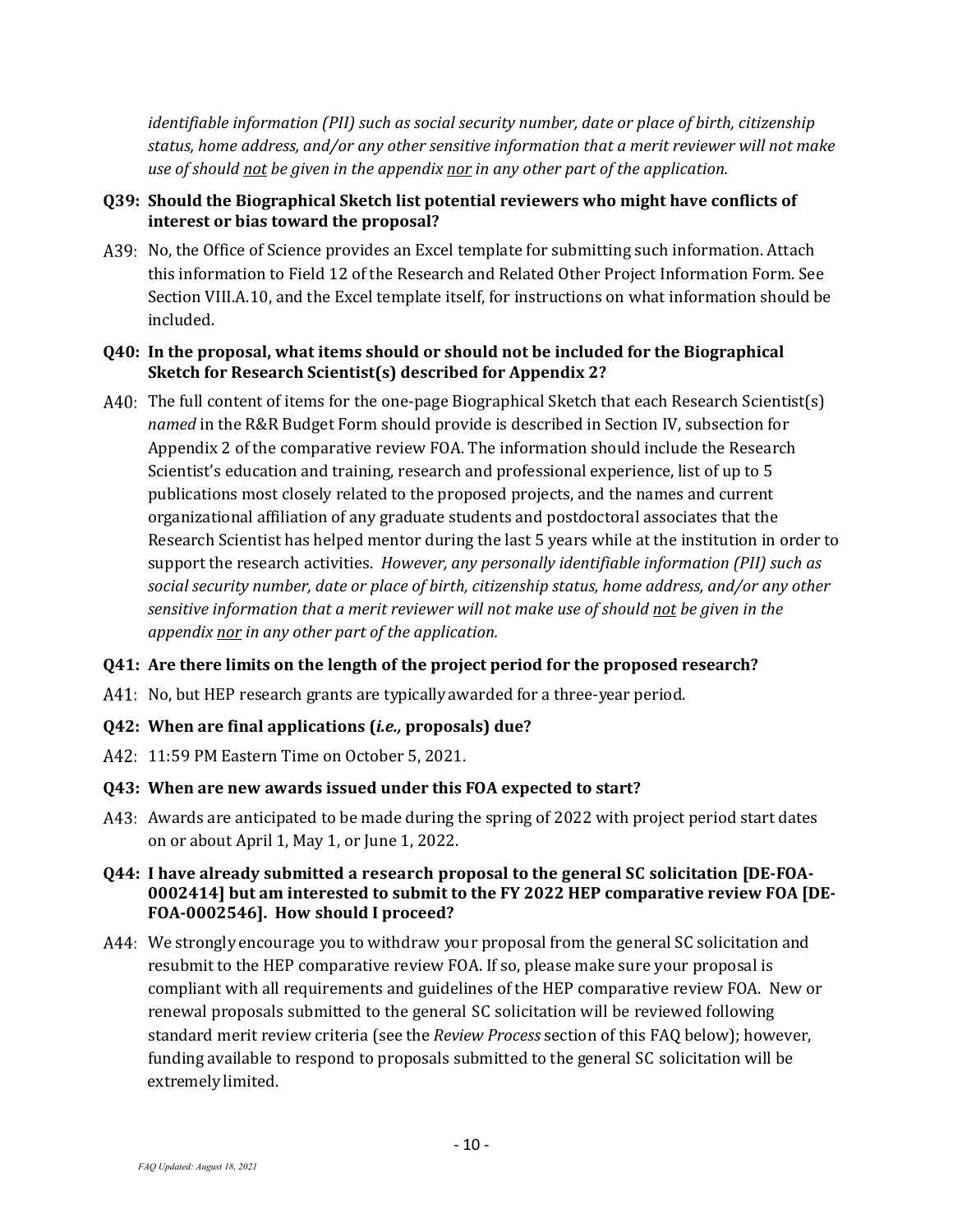*identifiable information (PII) such as social security number, date or place of birth, citizenship status, home address, and/or any other sensitive information that a merit reviewer will not make use of should not be given in the appendix nor in any other part of the application.*

**Q39: Should the Biographical Sketch list potential reviewers who might have conflicts of interest or bias toward the proposal?**

A39: No, the Office of Science provides an Excel template for submitting such information. Attach this information to Field 12 of the Research and Related Other Project Information Form. See Section VIII.A.10, and the Excel template itself, for instructions on what information should be included.

**Q40: In the proposal, what items should or should not be included for the Biographical Sketch for Research Scientist(s) described for Appendix 2?**

A40: The full content of items for the one-page Biographical Sketch that each Research Scientist(s) *named* in the R&R Budget Form should provide is described in Section IV, subsection for Appendix 2 of the comparative review FOA. The information should include the Research Scientist's education and training, research and professional experience, list of up to 5 publications most closely related to the proposed projects, and the names and current organizational affiliation of any graduate students and postdoctoral associates that the Research Scientist has helped mentor during the last 5 years while at the institution in order to support the research activities. *However, any personally identifiable information (PII) such as social security number, date or place of birth, citizenship status, home address, and/or any other sensitive information that a merit reviewer will not make use of should not be given in the appendix nor in any other part of the application.*

**Q41: Are there limits on the length of the project period for the proposed research?**

A41: No, but HEP research grants are typically awarded for a three-year period.

**Q42: When are final applications (*i.e.,* proposals) due?**

A42: 11:59 PM Eastern Time on October 5, 2021.

**Q43: When are new awards issued under this FOA expected to start?**

A43: Awards are anticipated to be made during the spring of 2022 with project period start dates on or about April 1, May 1, or June 1, 2022.

**Q44: I have already submitted a research proposal to the general SC solicitation [DE-FOA-0002414] but am interested to submit to the FY 2022 HEP comparative review FOA [DE-FOA-0002546]. How should I proceed?**

A44: We strongly encourage you to withdraw your proposal from the general SC solicitation and resubmit to the HEP comparative review FOA. If so, please make sure your proposal is compliant with all requirements and guidelines of the HEP comparative review FOA. New or renewal proposals submitted to the general SC solicitation will be reviewed following standard merit review criteria (see the *Review Process* section of this FAQ below); however, funding available to respond to proposals submitted to the general SC solicitation will be extremely limited.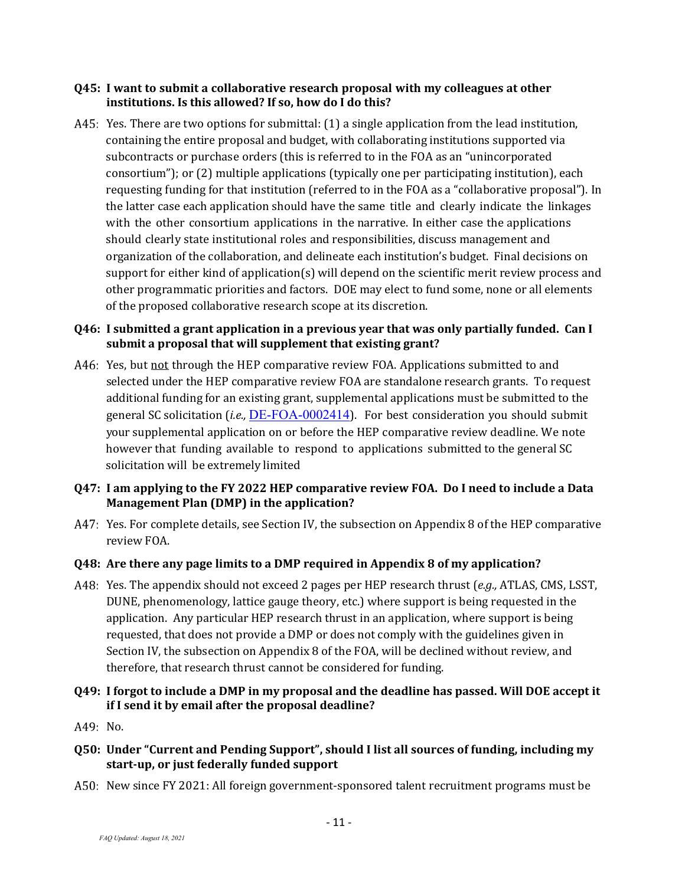**Q45: I want to submit a collaborative research proposal with my colleagues at other institutions. Is this allowed? If so, how do I do this?**

A45: Yes. There are two options for submittal: (1) a single application from the lead institution, containing the entire proposal and budget, with collaborating institutions supported via subcontracts or purchase orders (this is referred to in the FOA as an "unincorporated consortium"); or (2) multiple applications (typically one per participating institution), each requesting funding for that institution (referred to in the FOA as a "collaborative proposal"). In the latter case each application should have the same title and clearly indicate the linkages with the other consortium applications in the narrative. In either case the applications should clearly state institutional roles and responsibilities, discuss management and organization of the collaboration, and delineate each institution's budget. Final decisions on support for either kind of application(s) will depend on the scientific merit review process and other programmatic priorities and factors. DOE may elect to fund some, none or all elements of the proposed collaborative research scope at its discretion.

**Q46: I submitted a grant application in a previous year that was only partially funded. Can I submit a proposal that will supplement that existing grant?**

A46: Yes, but not through the HEP comparative review FOA. Applications submitted to and selected under the HEP comparative review FOA are standalone research grants. To request additional funding for an existing grant, supplemental applications must be submitted to the general SC solicitation (*i.e.,* DE-FOA-0002414). For best consideration you should submit your supplemental application on or before the HEP comparative review deadline. We note however that funding available to respond to applications submitted to the general SC solicitation will be extremely limited

**Q47: I am applying to the FY 2022 HEP comparative review FOA. Do I need to include a Data Management Plan (DMP) in the application?**

A47: Yes. For complete details, see Section IV, the subsection on Appendix 8 of the HEP comparative review FOA.

**Q48: Are there any page limits to a DMP required in Appendix 8 of my application?**

A48: Yes. The appendix should not exceed 2 pages per HEP research thrust (*e.g.,* ATLAS, CMS, LSST, DUNE, phenomenology, lattice gauge theory, etc.) where support is being requested in the application. Any particular HEP research thrust in an application, where support is being requested, that does not provide a DMP or does not comply with the guidelines given in Section IV, the subsection on Appendix 8 of the FOA, will be declined without review, and therefore, that research thrust cannot be considered for funding.

**Q49: I forgot to include a DMP in my proposal and the deadline has passed. Will DOE accept it if I send it by email after the proposal deadline?**

A49: No.

**Q50: Under "Current and Pending Support", should I list all sources of funding, including my start-up, or just federally funded support**

A50: New since FY 2021: All foreign government-sponsored talent recruitment programs must be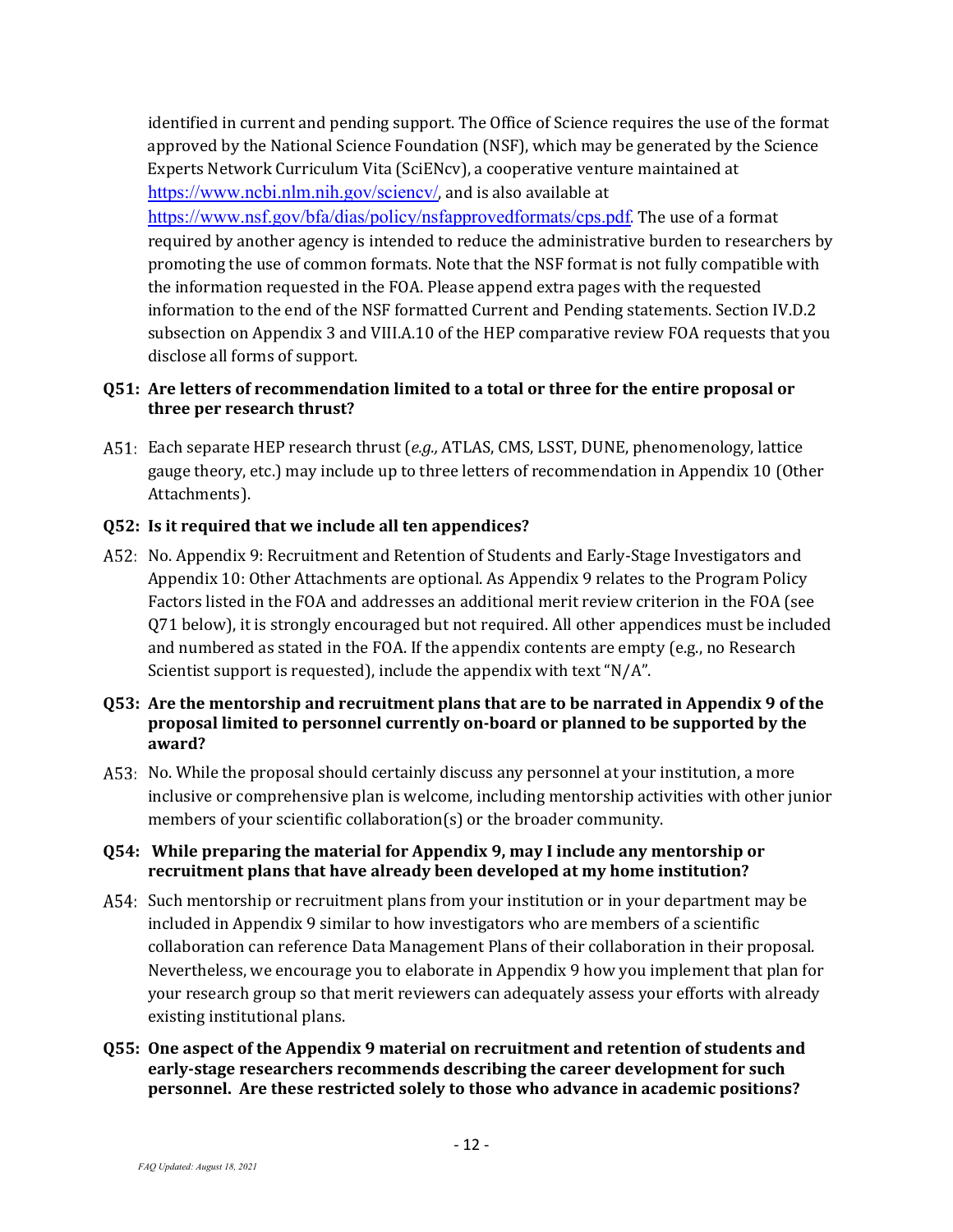identified in current and pending support. The Office of Science requires the use of the format approved by the National Science Foundation (NSF), which may be generated by the Science Experts Network Curriculum Vita (SciENcv), a cooperative venture maintained at https://www.ncbi.nlm.nih.gov/sciencv/, and is also available at https://www.nsf.gov/bfa/dias/policy/nsfapprovedformats/cps.pdf. The use of a format required by another agency is intended to reduce the administrative burden to researchers by promoting the use of common formats. Note that the NSF format is not fully compatible with the information requested in the FOA. Please append extra pages with the requested information to the end of the NSF formatted Current and Pending statements. Section IV.D.2 subsection on Appendix 3 and VIII.A.10 of the HEP comparative review FOA requests that you disclose all forms of support.

**Q51: Are letters of recommendation limited to a total or three for the entire proposal or three per research thrust?**

A51: Each separate HEP research thrust (*e.g.,* ATLAS, CMS, LSST, DUNE, phenomenology, lattice gauge theory, etc.) may include up to three letters of recommendation in Appendix 10 (Other Attachments).

**Q52: Is it required that we include all ten appendices?**

A52: No. Appendix 9: Recruitment and Retention of Students and Early-Stage Investigators and Appendix 10: Other Attachments are optional. As Appendix 9 relates to the Program Policy Factors listed in the FOA and addresses an additional merit review criterion in the FOA (see Q71 below), it is strongly encouraged but not required. All other appendices must be included and numbered as stated in the FOA. If the appendix contents are empty (e.g., no Research Scientist support is requested), include the appendix with text "N/A".

**Q53: Are the mentorship and recruitment plans that are to be narrated in Appendix 9 of the proposal limited to personnel currently on-board or planned to be supported by the award?**

A53: No. While the proposal should certainly discuss any personnel at your institution, a more inclusive or comprehensive plan is welcome, including mentorship activities with other junior members of your scientific collaboration(s) or the broader community.

**Q54: While preparing the material for Appendix 9, may I include any mentorship or recruitment plans that have already been developed at my home institution?**

A54: Such mentorship or recruitment plans from your institution or in your department may be included in Appendix 9 similar to how investigators who are members of a scientific collaboration can reference Data Management Plans of their collaboration in their proposal. Nevertheless, we encourage you to elaborate in Appendix 9 how you implement that plan for your research group so that merit reviewers can adequately assess your efforts with already existing institutional plans.

**Q55: One aspect of the Appendix 9 material on recruitment and retention of students and early-stage researchers recommends describing the career development for such personnel. Are these restricted solely to those who advance in academic positions?**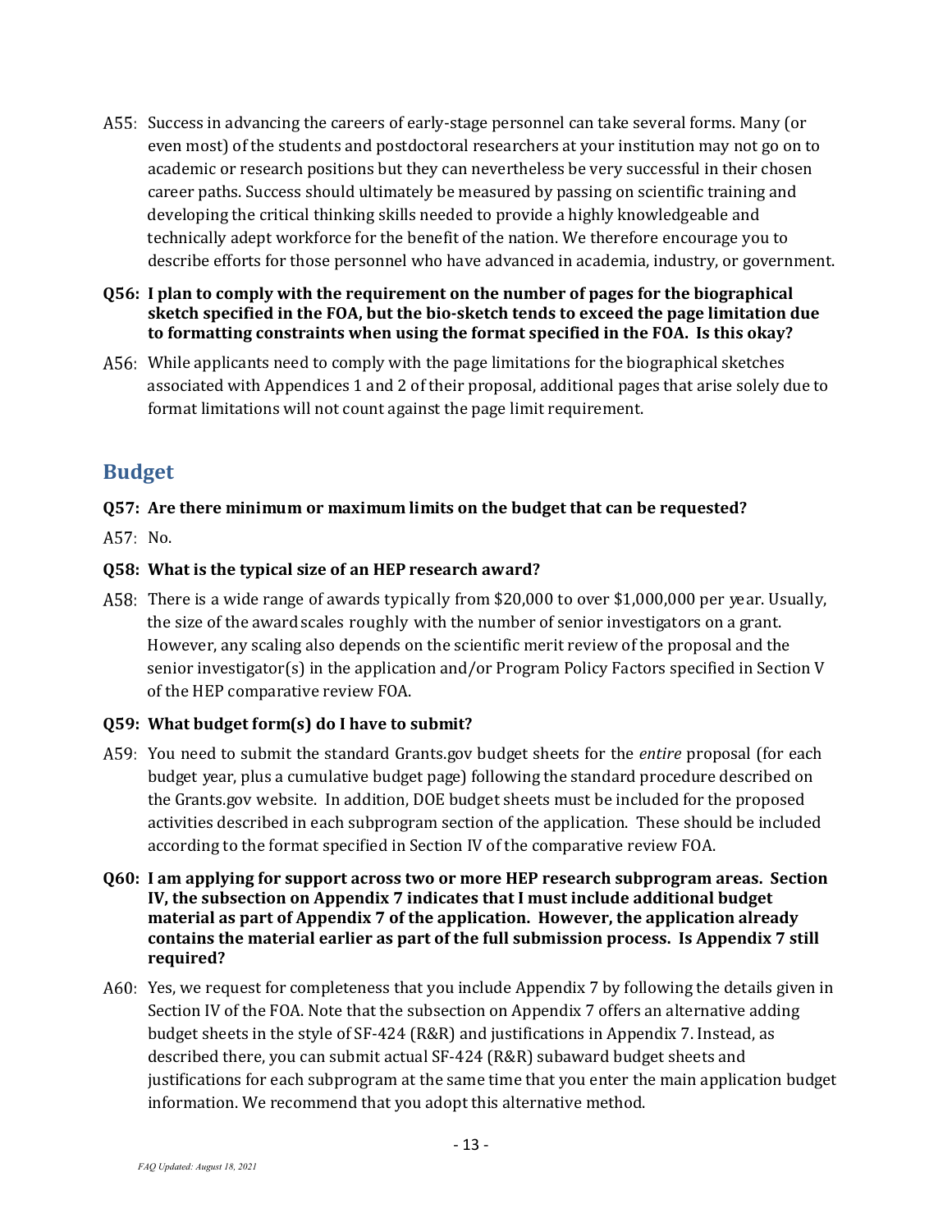A55: Success in advancing the careers of early-stage personnel can take several forms. Many (or even most) of the students and postdoctoral researchers at your institution may not go on to academic or research positions but they can nevertheless be very successful in their chosen career paths. Success should ultimately be measured by passing on scientific training and developing the critical thinking skills needed to provide a highly knowledgeable and technically adept workforce for the benefit of the nation. We therefore encourage you to describe efforts for those personnel who have advanced in academia, industry, or government.

**Q56: I plan to comply with the requirement on the number of pages for the biographical sketch specified in the FOA, but the bio-sketch tends to exceed the page limitation due to formatting constraints when using the format specified in the FOA. Is this okay?**

A56: While applicants need to comply with the page limitations for the biographical sketches associated with Appendices 1 and 2 of their proposal, additional pages that arise solely due to format limitations will not count against the page limit requirement.

## Budget

**Q57: Are there minimum or maximum limits on the budget that can be requested?**

A57: No.

**Q58: What is the typical size of an HEP research award?**

A58: There is a wide range of awards typically from $20,000 to over $1,000,000 per year. Usually, the size of the award scales roughly with the number of senior investigators on a grant. However, any scaling also depends on the scientific merit review of the proposal and the senior investigator(s) in the application and/or Program Policy Factors specified in Section V of the HEP comparative review FOA.

**Q59: What budget form(s) do I have to submit?**

A59: You need to submit the standard Grants.gov budget sheets for the *entire* proposal (for each budget year, plus a cumulative budget page) following the standard procedure described on the Grants.gov website. In addition, DOE budget sheets must be included for the proposed activities described in each subprogram section of the application. These should be included according to the format specified in Section IV of the comparative review FOA.

**Q60: I am applying for support across two or more HEP research subprogram areas. Section IV, the subsection on Appendix 7 indicates that I must include additional budget material as part of Appendix 7 of the application. However, the application already contains the material earlier as part of the full submission process. Is Appendix 7 still required?**

A60: Yes, we request for completeness that you include Appendix 7 by following the details given in Section IV of the FOA. Note that the subsection on Appendix 7 offers an alternative adding budget sheets in the style of SF-424 (R&R) and justifications in Appendix 7. Instead, as described there, you can submit actual SF-424 (R&R) subaward budget sheets and justifications for each subprogram at the same time that you enter the main application budget information. We recommend that you adopt this alternative method.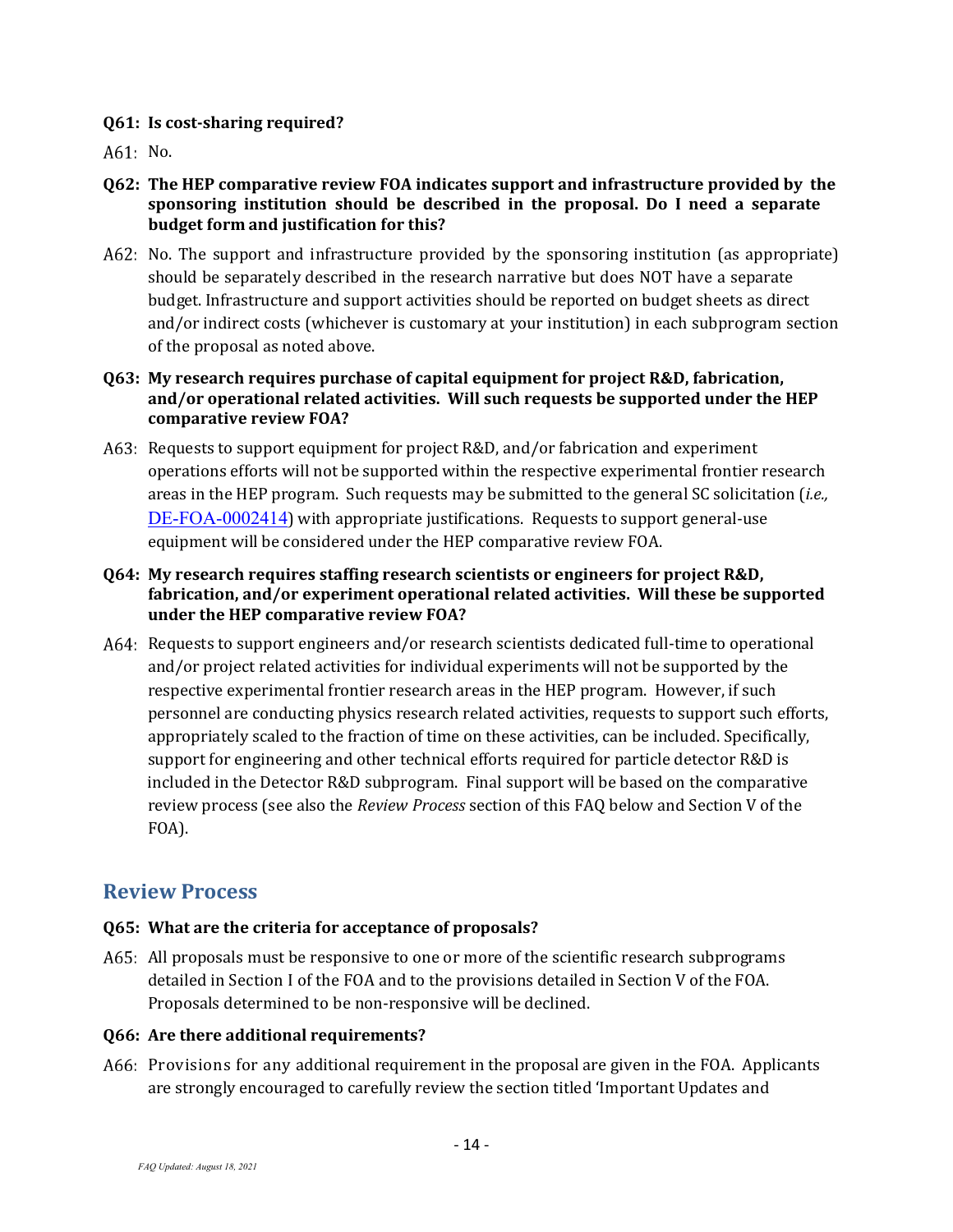**Q61: Is cost-sharing required?**

A61: No.

**Q62: The HEP comparative review FOA indicates support and infrastructure provided by the sponsoring institution should be described in the proposal. Do I need a separate budget form and justification for this?**

A62: No. The support and infrastructure provided by the sponsoring institution (as appropriate) should be separately described in the research narrative but does NOT have a separate budget. Infrastructure and support activities should be reported on budget sheets as direct and/or indirect costs (whichever is customary at your institution) in each subprogram section of the proposal as noted above.

**Q63: My research requires purchase of capital equipment for project R&D, fabrication, and/or operational related activities. Will such requests be supported under the HEP comparative review FOA?**

A63: Requests to support equipment for project R&D, and/or fabrication and experiment operations efforts will not be supported within the respective experimental frontier research areas in the HEP program. Such requests may be submitted to the general SC solicitation (*i.e.,* DE-FOA-0002414) with appropriate justifications. Requests to support general-use equipment will be considered under the HEP comparative review FOA.

**Q64: My research requires staffing research scientists or engineers for project R&D, fabrication, and/or experiment operational related activities. Will these be supported under the HEP comparative review FOA?**

A64: Requests to support engineers and/or research scientists dedicated full-time to operational and/or project related activities for individual experiments will not be supported by the respective experimental frontier research areas in the HEP program. However, if such personnel are conducting physics research related activities, requests to support such efforts, appropriately scaled to the fraction of time on these activities, can be included. Specifically, support for engineering and other technical efforts required for particle detector R&D is included in the Detector R&D subprogram. Final support will be based on the comparative review process (see also the *Review Process* section of this FAQ below and Section V of the FOA).

## Review Process

**Q65: What are the criteria for acceptance of proposals?**

A65: All proposals must be responsive to one or more of the scientific research subprograms detailed in Section I of the FOA and to the provisions detailed in Section V of the FOA. Proposals determined to be non-responsive will be declined.

**Q66: Are there additional requirements?**

A66: Provisions for any additional requirement in the proposal are given in the FOA. Applicants are strongly encouraged to carefully review the section titled 'Important Updates and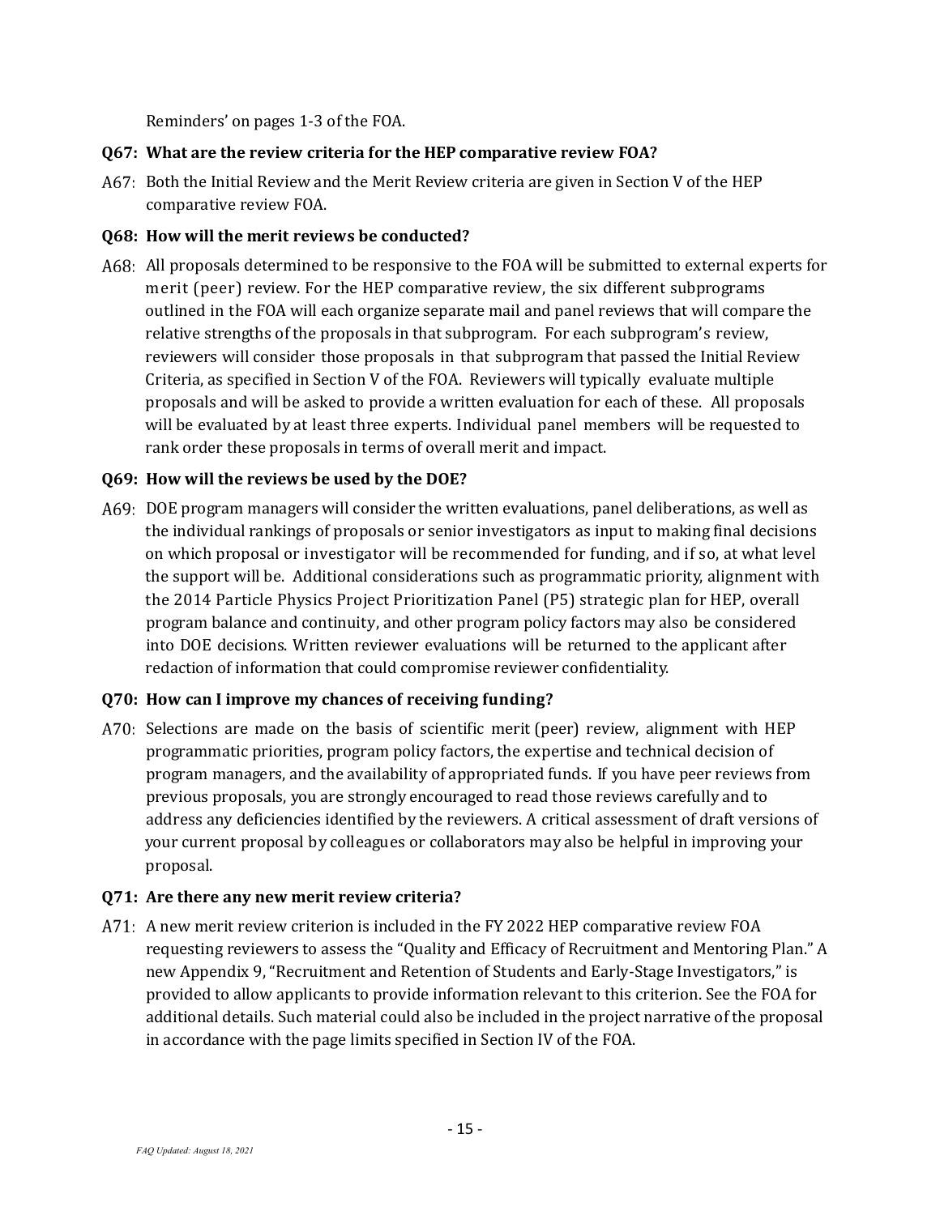Reminders' on pages 1-3 of the FOA.

**Q67: What are the review criteria for the HEP comparative review FOA?**

A67: Both the Initial Review and the Merit Review criteria are given in Section V of the HEP comparative review FOA.

**Q68: How will the merit reviews be conducted?**

A68: All proposals determined to be responsive to the FOA will be submitted to external experts for merit (peer) review. For the HEP comparative review, the six different subprograms outlined in the FOA will each organize separate mail and panel reviews that will compare the relative strengths of the proposals in that subprogram. For each subprogram's review, reviewers will consider those proposals in that subprogram that passed the Initial Review Criteria, as specified in Section V of the FOA. Reviewers will typically evaluate multiple proposals and will be asked to provide a written evaluation for each of these. All proposals will be evaluated by at least three experts. Individual panel members will be requested to rank order these proposals in terms of overall merit and impact.

**Q69: How will the reviews be used by the DOE?**

A69: DOE program managers will consider the written evaluations, panel deliberations, as well as the individual rankings of proposals or senior investigators as input to making final decisions on which proposal or investigator will be recommended for funding, and if so, at what level the support will be. Additional considerations such as programmatic priority, alignment with the 2014 Particle Physics Project Prioritization Panel (P5) strategic plan for HEP, overall program balance and continuity, and other program policy factors may also be considered into DOE decisions. Written reviewer evaluations will be returned to the applicant after redaction of information that could compromise reviewer confidentiality.

**Q70: How can I improve my chances of receiving funding?**

A70: Selections are made on the basis of scientific merit (peer) review, alignment with HEP programmatic priorities, program policy factors, the expertise and technical decision of program managers, and the availability of appropriated funds. If you have peer reviews from previous proposals, you are strongly encouraged to read those reviews carefully and to address any deficiencies identified by the reviewers. A critical assessment of draft versions of your current proposal by colleagues or collaborators may also be helpful in improving your proposal.

**Q71: Are there any new merit review criteria?**

A71: A new merit review criterion is included in the FY 2022 HEP comparative review FOA requesting reviewers to assess the "Quality and Efficacy of Recruitment and Mentoring Plan." A new Appendix 9, "Recruitment and Retention of Students and Early-Stage Investigators," is provided to allow applicants to provide information relevant to this criterion. See the FOA for additional details. Such material could also be included in the project narrative of the proposal in accordance with the page limits specified in Section IV of the FOA.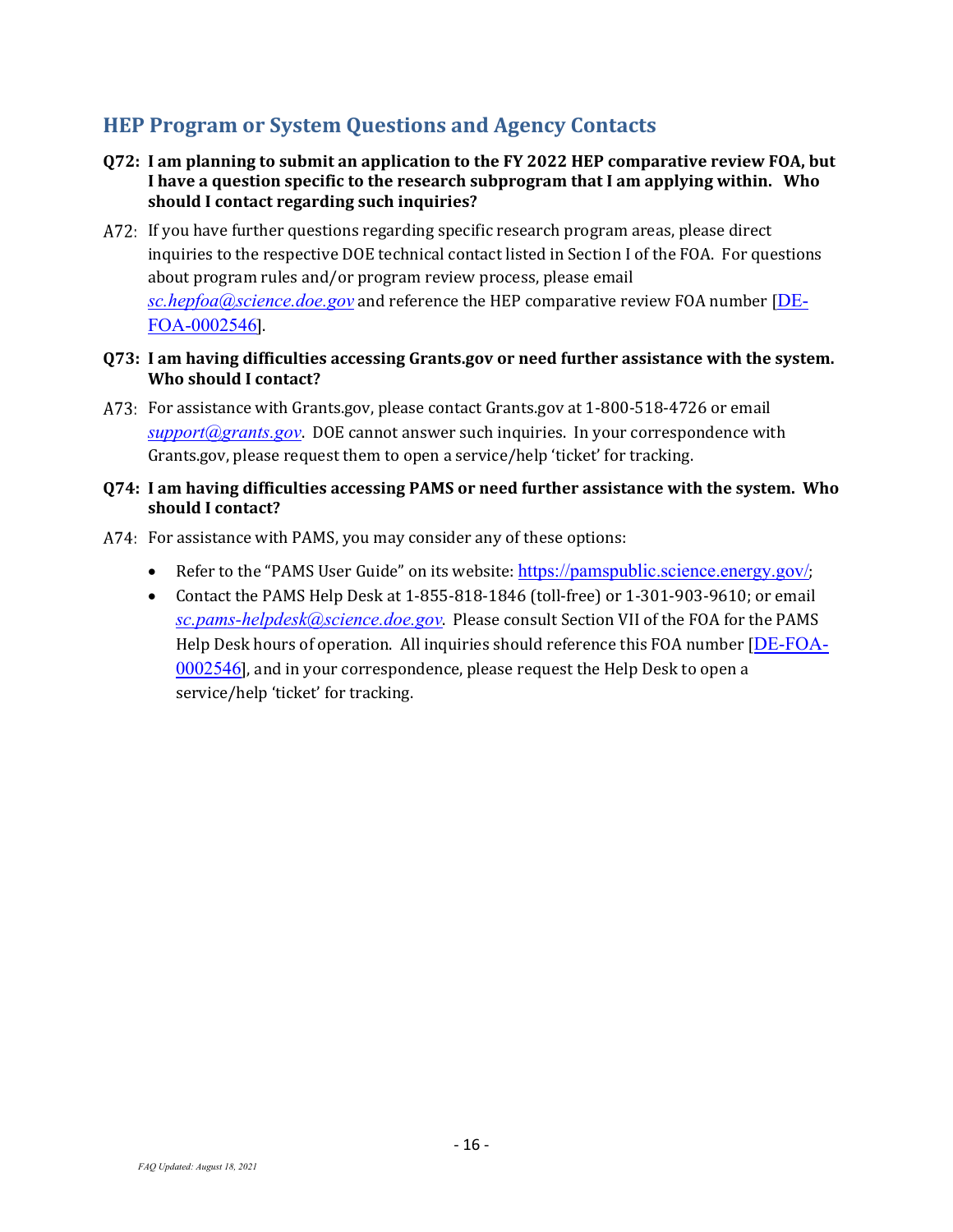## HEP Program or System Questions and Agency Contacts

**Q72: I am planning to submit an application to the FY 2022 HEP comparative review FOA, but I have a question specific to the research subprogram that I am applying within. Who should I contact regarding such inquiries?**

A72: If you have further questions regarding specific research program areas, please direct inquiries to the respective DOE technical contact listed in Section I of the FOA. For questions about program rules and/or program review process, please email *sc.hepfoa@science.doe.gov* and reference the HEP comparative review FOA number [DE-FOA-0002546].

**Q73: I am having difficulties accessing Grants.gov or need further assistance with the system. Who should I contact?**

A73: For assistance with Grants.gov, please contact Grants.gov at 1-800-518-4726 or email *support@grants.gov*. DOE cannot answer such inquiries. In your correspondence with Grants.gov, please request them to open a service/help 'ticket' for tracking.

**Q74: I am having difficulties accessing PAMS or need further assistance with the system. Who should I contact?**

A74: For assistance with PAMS, you may consider any of these options:

- Refer to the "PAMS User Guide" on its website: https://pamspublic.science.energy.gov/;
- Contact the PAMS Help Desk at 1-855-818-1846 (toll-free) or 1-301-903-9610; or email *sc.pams-helpdesk@science.doe.gov*. Please consult Section VII of the FOA for the PAMS Help Desk hours of operation. All inquiries should reference this FOA number [DE-FOA-0002546], and in your correspondence, please request the Help Desk to open a service/help 'ticket' for tracking.

*FAQ Updated: August 18, 2021*